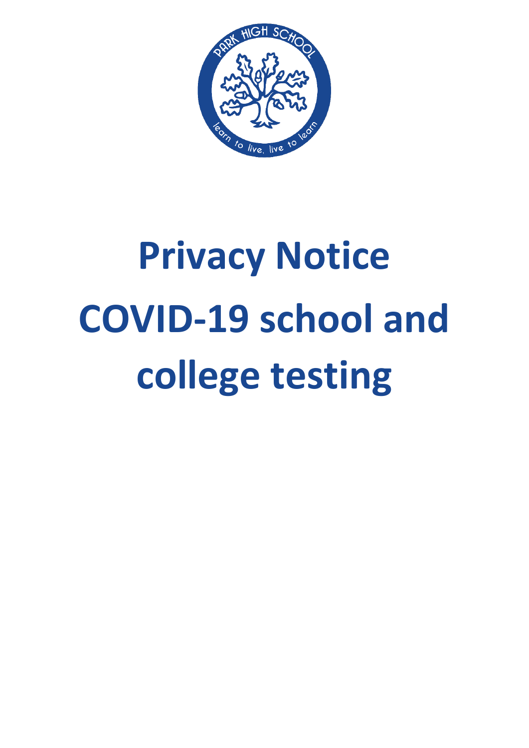# Privacy Notice COVID-19 school and college testing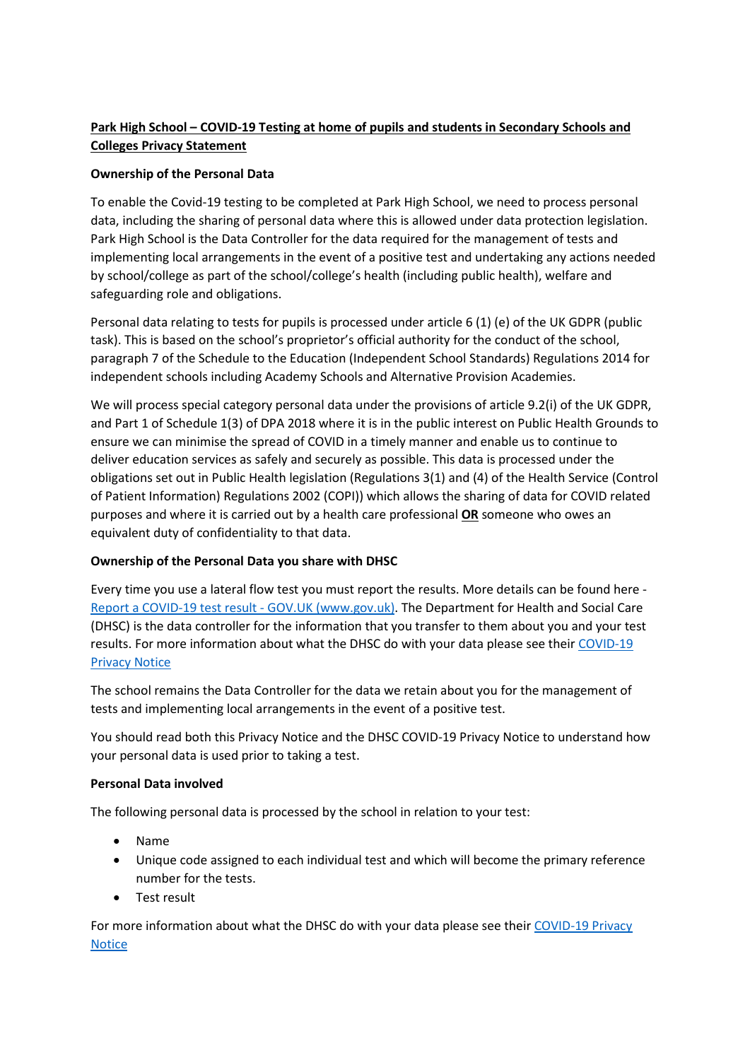**Park High School – COVID-19 Testing at home of pupils and students in Secondary Schools and Colleges Privacy Statement**

**Ownership of the Personal Data**

To enable the Covid-19 testing to be completed at Park High School, we need to process personal data, including the sharing of personal data where this is allowed under data protection legislation. Park High School is the Data Controller for the data required for the management of tests and implementing local arrangements in the event of a positive test and undertaking any actions needed by school/college as part of the school/college's health (including public health), welfare and safeguarding role and obligations.

Personal data relating to tests for pupils is processed under article 6 (1) (e) of the UK GDPR (public task). This is based on the school's proprietor's official authority for the conduct of the school, paragraph 7 of the Schedule to the Education (Independent School Standards) Regulations 2014 for independent schools including Academy Schools and Alternative Provision Academies.

We will process special category personal data under the provisions of article 9.2(i) of the UK GDPR, and Part 1 of Schedule 1(3) of DPA 2018 where it is in the public interest on Public Health Grounds to ensure we can minimise the spread of COVID in a timely manner and enable us to continue to deliver education services as safely and securely as possible. This data is processed under the obligations set out in Public Health legislation (Regulations 3(1) and (4) of the Health Service (Control of Patient Information) Regulations 2002 (COPI)) which allows the sharing of data for COVID related purposes and where it is carried out by a health care professional **OR** someone who owes an equivalent duty of confidentiality to that data.

**Ownership of the Personal Data you share with DHSC**

Every time you use a lateral flow test you must report the results. More details can be found here - Report a COVID-19 test result - GOV.UK (www.gov.uk). The Department for Health and Social Care (DHSC) is the data controller for the information that you transfer to them about you and your test results. For more information about what the DHSC do with your data please see their COVID-19 Privacy Notice

The school remains the Data Controller for the data we retain about you for the management of tests and implementing local arrangements in the event of a positive test.

You should read both this Privacy Notice and the DHSC COVID-19 Privacy Notice to understand how your personal data is used prior to taking a test.

**Personal Data involved**

The following personal data is processed by the school in relation to your test:

- Name
- Unique code assigned to each individual test and which will become the primary reference number for the tests.
- Test result

For more information about what the DHSC do with your data please see their COVID-19 Privacy Notice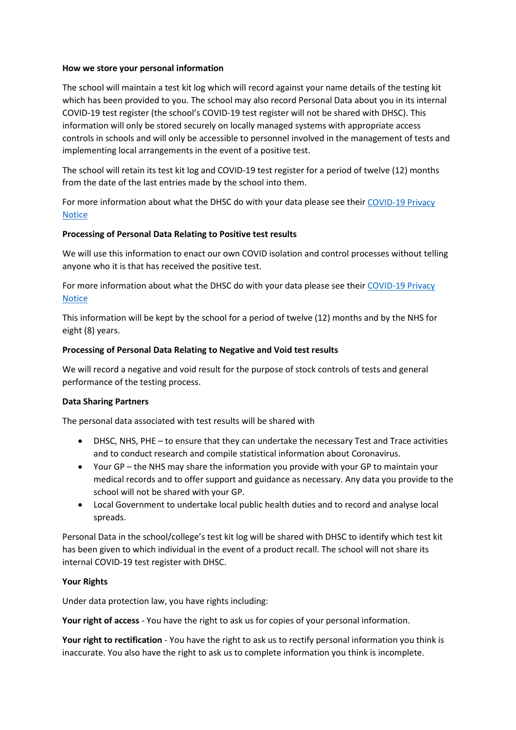**How we store your personal information**

The school will maintain a test kit log which will record against your name details of the testing kit which has been provided to you. The school may also record Personal Data about you in its internal COVID-19 test register (the school's COVID-19 test register will not be shared with DHSC). This information will only be stored securely on locally managed systems with appropriate access controls in schools and will only be accessible to personnel involved in the management of tests and implementing local arrangements in the event of a positive test.

The school will retain its test kit log and COVID-19 test register for a period of twelve (12) months from the date of the last entries made by the school into them.

For more information about what the DHSC do with your data please see their [COVID-19 Privacy Notice]

**Processing of Personal Data Relating to Positive test results**

We will use this information to enact our own COVID isolation and control processes without telling anyone who it is that has received the positive test.

For more information about what the DHSC do with your data please see their [COVID-19 Privacy Notice]

This information will be kept by the school for a period of twelve (12) months and by the NHS for eight (8) years.

**Processing of Personal Data Relating to Negative and Void test results**

We will record a negative and void result for the purpose of stock controls of tests and general performance of the testing process.

**Data Sharing Partners**

The personal data associated with test results will be shared with

- DHSC, NHS, PHE – to ensure that they can undertake the necessary Test and Trace activities and to conduct research and compile statistical information about Coronavirus.
- Your GP – the NHS may share the information you provide with your GP to maintain your medical records and to offer support and guidance as necessary. Any data you provide to the school will not be shared with your GP.
- Local Government to undertake local public health duties and to record and analyse local spreads.

Personal Data in the school/college's test kit log will be shared with DHSC to identify which test kit has been given to which individual in the event of a product recall. The school will not share its internal COVID-19 test register with DHSC.

**Your Rights**

Under data protection law, you have rights including:

**Your right of access** - You have the right to ask us for copies of your personal information.

**Your right to rectification** - You have the right to ask us to rectify personal information you think is inaccurate. You also have the right to ask us to complete information you think is incomplete.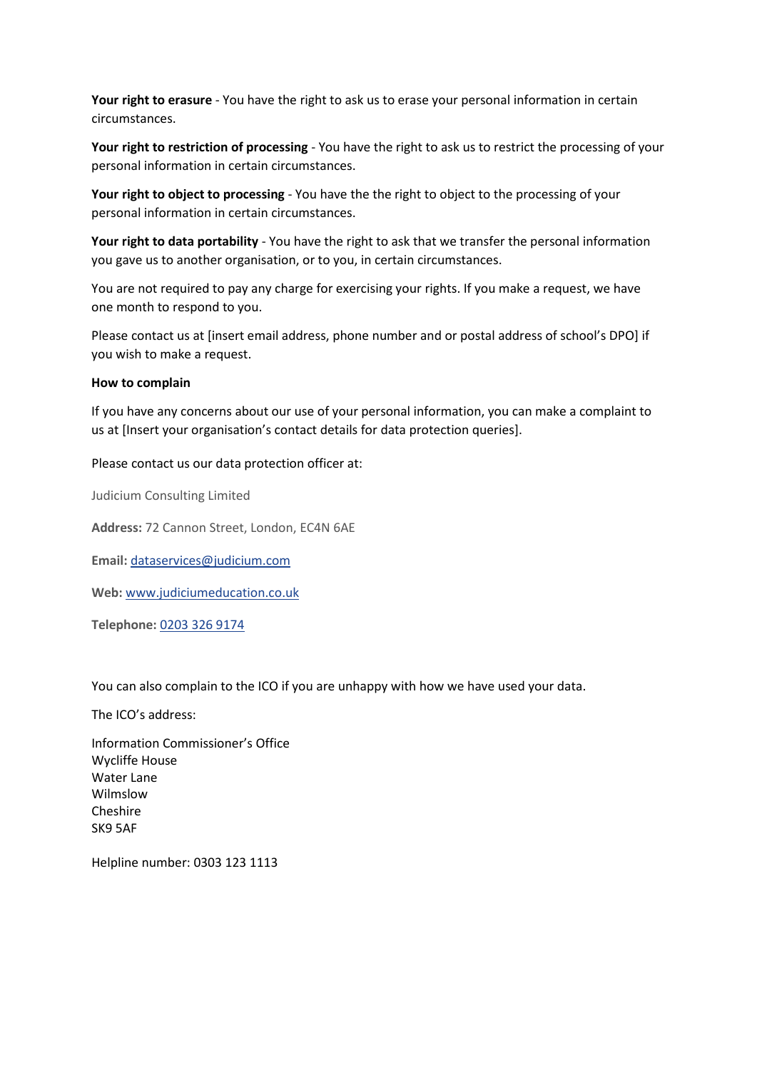**Your right to erasure** - You have the right to ask us to erase your personal information in certain circumstances.

**Your right to restriction of processing** - You have the right to ask us to restrict the processing of your personal information in certain circumstances.

**Your right to object to processing** - You have the the right to object to the processing of your personal information in certain circumstances.

**Your right to data portability** - You have the right to ask that we transfer the personal information you gave us to another organisation, or to you, in certain circumstances.

You are not required to pay any charge for exercising your rights. If you make a request, we have one month to respond to you.

Please contact us at [insert email address, phone number and or postal address of school's DPO] if you wish to make a request.

**How to complain**

If you have any concerns about our use of your personal information, you can make a complaint to us at [Insert your organisation's contact details for data protection queries].

Please contact us our data protection officer at:

Judicium Consulting Limited

**Address:** 72 Cannon Street, London, EC4N 6AE

**Email:** dataservices@judicium.com

**Web:** www.judiciumeducation.co.uk

**Telephone:** 0203 326 9174

You can also complain to the ICO if you are unhappy with how we have used your data.

The ICO's address:

Information Commissioner's Office
Wycliffe House
Water Lane
Wilmslow
Cheshire
SK9 5AF

Helpline number: 0303 123 1113